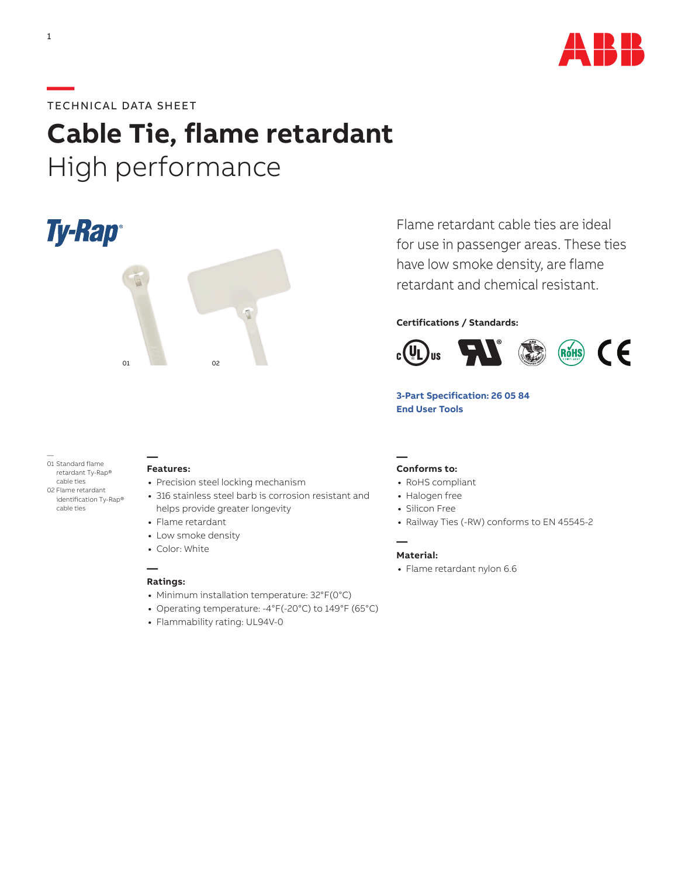TECHNICAL DATA SHEET

# Cable Tie, flame retardant

## High performance

Ty-Rap®

01

02

Flame retardant cable ties are ideal for use in passenger areas. These ties have low smoke density, are flame retardant and chemical resistant.

**Certifications / Standards:**

**3-Part Specification: 26 05 84**
**End User Tools**

01 Standard flame retardant Ty-Rap® cable ties
02 Flame retardant identification Ty-Rap® cable ties

**Features:**

- Precision steel locking mechanism
- 316 stainless steel barb is corrosion resistant and helps provide greater longevity
- Flame retardant
- Low smoke density
- Color: White

**Ratings:**

- Minimum installation temperature: 32°F(0°C)
- Operating temperature: -4°F(-20°C) to 149°F (65°C)
- Flammability rating: UL94V-0

**Conforms to:**

- RoHS compliant
- Halogen free
- Silicon Free
- Railway Ties (-RW) conforms to EN 45545-2

**Material:**

- Flame retardant nylon 6.6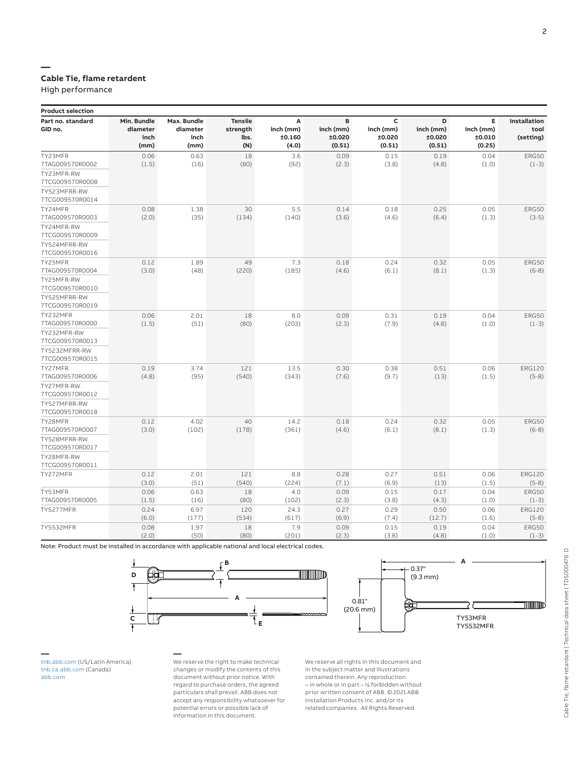## Cable Tie, flame retardent

High performance

**Product selection**

| Part no. standard GID no. | Min. Bundle diameter inch (mm) | Max. Bundle diameter inch (mm) | Tensile strength lbs. (N) | A inch (mm) ±0.160 (4.0) | B inch (mm) ±0.020 (0.51) | C inch (mm) ±0.020 (0.51) | D inch (mm) ±0.020 (0.51) | E inch (mm) ±0.010 (0.25) | Installation tool (setting) |
|---|---|---|---|---|---|---|---|---|---|
| TY23MFR 7TAG009570R0002<br>TY23MFR-RW 7TCG009570R0008<br>TY523MFRR-RW 7TCG009570R0014 | 0.06 (1.5) | 0.63 (16) | 18 (80) | 3.6 (92) | 0.09 (2.3) | 0.15 (3.8) | 0.19 (4.8) | 0.04 (1.0) | ERG50 (1-3) |
| TY24MFR 7TAG009570R0003<br>TY24MFR-RW 7TCG009570R0009<br>TY524MFRR-RW 7TCG009570R0016 | 0.08 (2.0) | 1.38 (35) | 30 (134) | 5.5 (140) | 0.14 (3.6) | 0.18 (4.6) | 0.25 (6.4) | 0.05 (1.3) | ERG50 (3-5) |
| TY25MFR 7TAG009570R0004<br>TY25MFR-RW 7TCG009570R0010<br>TY525MFRR-RW 7TCG009570R0019 | 0.12 (3.0) | 1.89 (48) | 49 (220) | 7.3 (185) | 0.18 (4.6) | 0.24 (6.1) | 0.32 (8.1) | 0.05 (1.3) | ERG50 (6-8) |
| TY232MFR 7TAG009570R0000<br>TY232MFR-RW 7TCG009570R0013<br>TY5232MFRR-RW 7TCG009570R0015 | 0.06 (1.5) | 2.01 (51) | 18 (80) | 8.0 (203) | 0.09 (2.3) | 0.31 (7.9) | 0.19 (4.8) | 0.04 (1.0) | ERG50 (1-3) |
| TY27MFR 7TAG009570R0006<br>TY27MFR-RW 7TCG009570R0012<br>TY527MFRR-RW 7TCG009570R0018 | 0.19 (4.8) | 3.74 (95) | 121 (540) | 13.5 (343) | 0.30 (7.6) | 0.38 (9.7) | 0.51 (13) | 0.06 (1.5) | ERG120 (5-8) |
| TY28MFR 7TAG009570R0007<br>TY528MFRR-RW 7TCG009570R0017<br>TY28MFR-RW 7TCG009570R0011 | 0.12 (3.0) | 4.02 (102) | 40 (178) | 14.2 (361) | 0.18 (4.6) | 0.24 (6.1) | 0.32 (8.1) | 0.05 (1.3) | ERG50 (6-8) |
| TY272MFR | 0.12 (3.0) | 2.01 (51) | 121 (540) | 8.8 (224) | 0.28 (7.1) | 0.27 (6.9) | 0.51 (13) | 0.06 (1.5) | ERG120 (5-8) |
| TY53MFR 7TAG009570R0005 | 0.06 (1.5) | 0.63 (16) | 18 (80) | 4.0 (102) | 0.09 (2.3) | 0.15 (3.8) | 0.17 (4.3) | 0.04 (1.0) | ERG50 (1-3) |
| TY5277MFR | 0.24 (6.0) | 6.97 (177) | 120 (534) | 24.3 (617) | 0.27 (6.9) | 0.29 (7.4) | 0.50 (12.7) | 0.06 (1.6) | ERG120 (5-8) |
| TY5532MFR | 0.08 (2.0) | 1.97 (50) | 18 (80) | 7.9 (201) | 0.09 (2.3) | 0.15 (3.8) | 0.19 (4.8) | 0.04 (1.0) | ERG50 (1-3) |

Note: Product must be installed in accordance with applicable national and local electrical codes.

D
B
A
C
E

A
0.37" (9.3 mm)
0.81" (20.6 mm)
TY53MFR
TY5532MFR

tnb.abb.com (US/Latin America)
tnb.ca.abb.com (Canada)
abb.com

We reserve the right to make technical changes or modify the contents of this document without prior notice. With regard to purchase orders, the agreed particulars shall prevail. ABB does not accept any responsibility whatsoever for potential errors or possible lack of information in this document.

We reserve all rights in this document and in the subject matter and illustrations contained therein. Any reproduction – in whole or in part – is forbidden without prior written consent of ABB. © 2021 ABB Installation Products Inc. and/or its related companies. All Rights Reserved